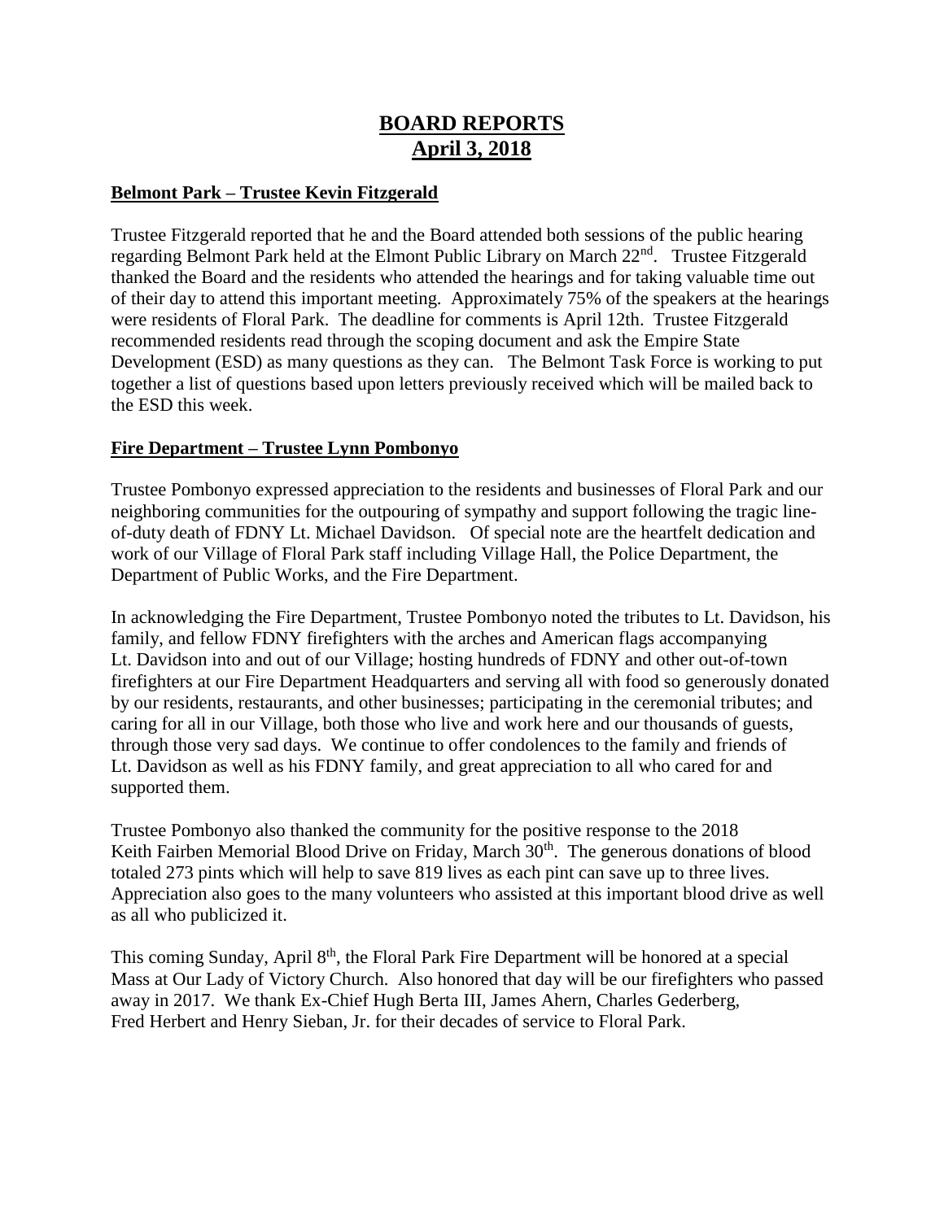# BOARD REPORTS
## April 3, 2018

### Belmont Park – Trustee Kevin Fitzgerald

Trustee Fitzgerald reported that he and the Board attended both sessions of the public hearing regarding Belmont Park held at the Elmont Public Library on March 22nd. Trustee Fitzgerald thanked the Board and the residents who attended the hearings and for taking valuable time out of their day to attend this important meeting. Approximately 75% of the speakers at the hearings were residents of Floral Park. The deadline for comments is April 12th. Trustee Fitzgerald recommended residents read through the scoping document and ask the Empire State Development (ESD) as many questions as they can. The Belmont Task Force is working to put together a list of questions based upon letters previously received which will be mailed back to the ESD this week.

### Fire Department – Trustee Lynn Pombonyo

Trustee Pombonyo expressed appreciation to the residents and businesses of Floral Park and our neighboring communities for the outpouring of sympathy and support following the tragic line-of-duty death of FDNY Lt. Michael Davidson. Of special note are the heartfelt dedication and work of our Village of Floral Park staff including Village Hall, the Police Department, the Department of Public Works, and the Fire Department.

In acknowledging the Fire Department, Trustee Pombonyo noted the tributes to Lt. Davidson, his family, and fellow FDNY firefighters with the arches and American flags accompanying Lt. Davidson into and out of our Village; hosting hundreds of FDNY and other out-of-town firefighters at our Fire Department Headquarters and serving all with food so generously donated by our residents, restaurants, and other businesses; participating in the ceremonial tributes; and caring for all in our Village, both those who live and work here and our thousands of guests, through those very sad days. We continue to offer condolences to the family and friends of Lt. Davidson as well as his FDNY family, and great appreciation to all who cared for and supported them.

Trustee Pombonyo also thanked the community for the positive response to the 2018 Keith Fairben Memorial Blood Drive on Friday, March 30th. The generous donations of blood totaled 273 pints which will help to save 819 lives as each pint can save up to three lives. Appreciation also goes to the many volunteers who assisted at this important blood drive as well as all who publicized it.

This coming Sunday, April 8th, the Floral Park Fire Department will be honored at a special Mass at Our Lady of Victory Church. Also honored that day will be our firefighters who passed away in 2017. We thank Ex-Chief Hugh Berta III, James Ahern, Charles Gederberg, Fred Herbert and Henry Sieban, Jr. for their decades of service to Floral Park.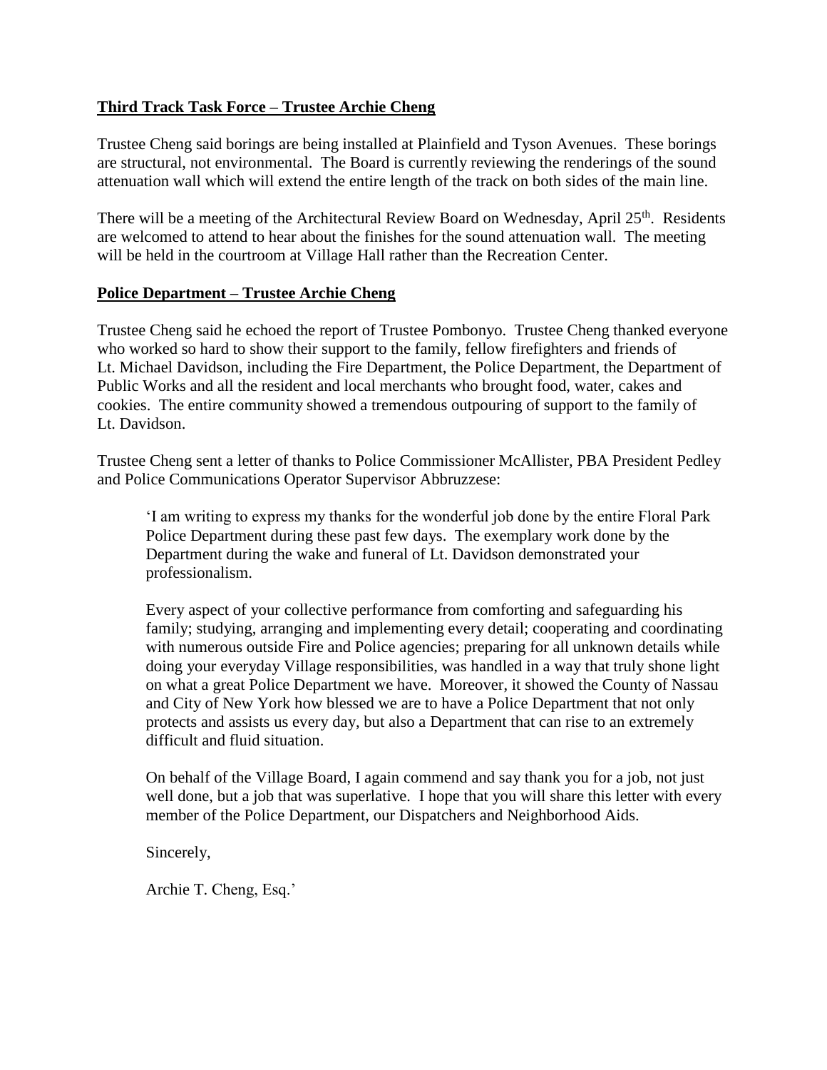**Third Track Task Force – Trustee Archie Cheng**

Trustee Cheng said borings are being installed at Plainfield and Tyson Avenues. These borings are structural, not environmental. The Board is currently reviewing the renderings of the sound attenuation wall which will extend the entire length of the track on both sides of the main line.

There will be a meeting of the Architectural Review Board on Wednesday, April 25th. Residents are welcomed to attend to hear about the finishes for the sound attenuation wall. The meeting will be held in the courtroom at Village Hall rather than the Recreation Center.

**Police Department – Trustee Archie Cheng**

Trustee Cheng said he echoed the report of Trustee Pombonyo. Trustee Cheng thanked everyone who worked so hard to show their support to the family, fellow firefighters and friends of Lt. Michael Davidson, including the Fire Department, the Police Department, the Department of Public Works and all the resident and local merchants who brought food, water, cakes and cookies. The entire community showed a tremendous outpouring of support to the family of Lt. Davidson.

Trustee Cheng sent a letter of thanks to Police Commissioner McAllister, PBA President Pedley and Police Communications Operator Supervisor Abbruzzese:

> 'I am writing to express my thanks for the wonderful job done by the entire Floral Park Police Department during these past few days. The exemplary work done by the Department during the wake and funeral of Lt. Davidson demonstrated your professionalism.
>
> Every aspect of your collective performance from comforting and safeguarding his family; studying, arranging and implementing every detail; cooperating and coordinating with numerous outside Fire and Police agencies; preparing for all unknown details while doing your everyday Village responsibilities, was handled in a way that truly shone light on what a great Police Department we have. Moreover, it showed the County of Nassau and City of New York how blessed we are to have a Police Department that not only protects and assists us every day, but also a Department that can rise to an extremely difficult and fluid situation.
>
> On behalf of the Village Board, I again commend and say thank you for a job, not just well done, but a job that was superlative. I hope that you will share this letter with every member of the Police Department, our Dispatchers and Neighborhood Aids.
>
> Sincerely,
>
> Archie T. Cheng, Esq.'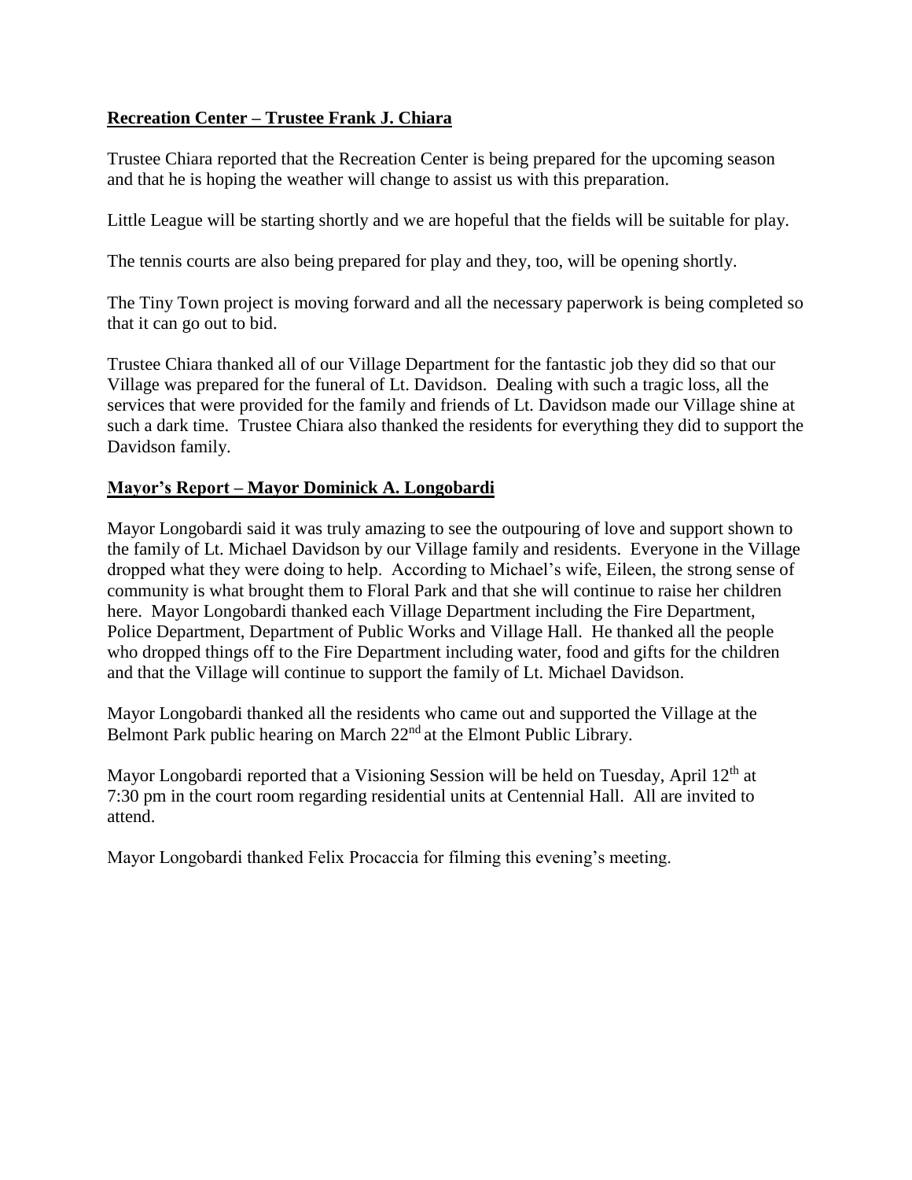**Recreation Center – Trustee Frank J. Chiara**

Trustee Chiara reported that the Recreation Center is being prepared for the upcoming season and that he is hoping the weather will change to assist us with this preparation.

Little League will be starting shortly and we are hopeful that the fields will be suitable for play.

The tennis courts are also being prepared for play and they, too, will be opening shortly.

The Tiny Town project is moving forward and all the necessary paperwork is being completed so that it can go out to bid.

Trustee Chiara thanked all of our Village Department for the fantastic job they did so that our Village was prepared for the funeral of Lt. Davidson. Dealing with such a tragic loss, all the services that were provided for the family and friends of Lt. Davidson made our Village shine at such a dark time. Trustee Chiara also thanked the residents for everything they did to support the Davidson family.

**Mayor's Report – Mayor Dominick A. Longobardi**

Mayor Longobardi said it was truly amazing to see the outpouring of love and support shown to the family of Lt. Michael Davidson by our Village family and residents. Everyone in the Village dropped what they were doing to help. According to Michael's wife, Eileen, the strong sense of community is what brought them to Floral Park and that she will continue to raise her children here. Mayor Longobardi thanked each Village Department including the Fire Department, Police Department, Department of Public Works and Village Hall. He thanked all the people who dropped things off to the Fire Department including water, food and gifts for the children and that the Village will continue to support the family of Lt. Michael Davidson.

Mayor Longobardi thanked all the residents who came out and supported the Village at the Belmont Park public hearing on March 22nd at the Elmont Public Library.

Mayor Longobardi reported that a Visioning Session will be held on Tuesday, April 12th at 7:30 pm in the court room regarding residential units at Centennial Hall. All are invited to attend.

Mayor Longobardi thanked Felix Procaccia for filming this evening's meeting.